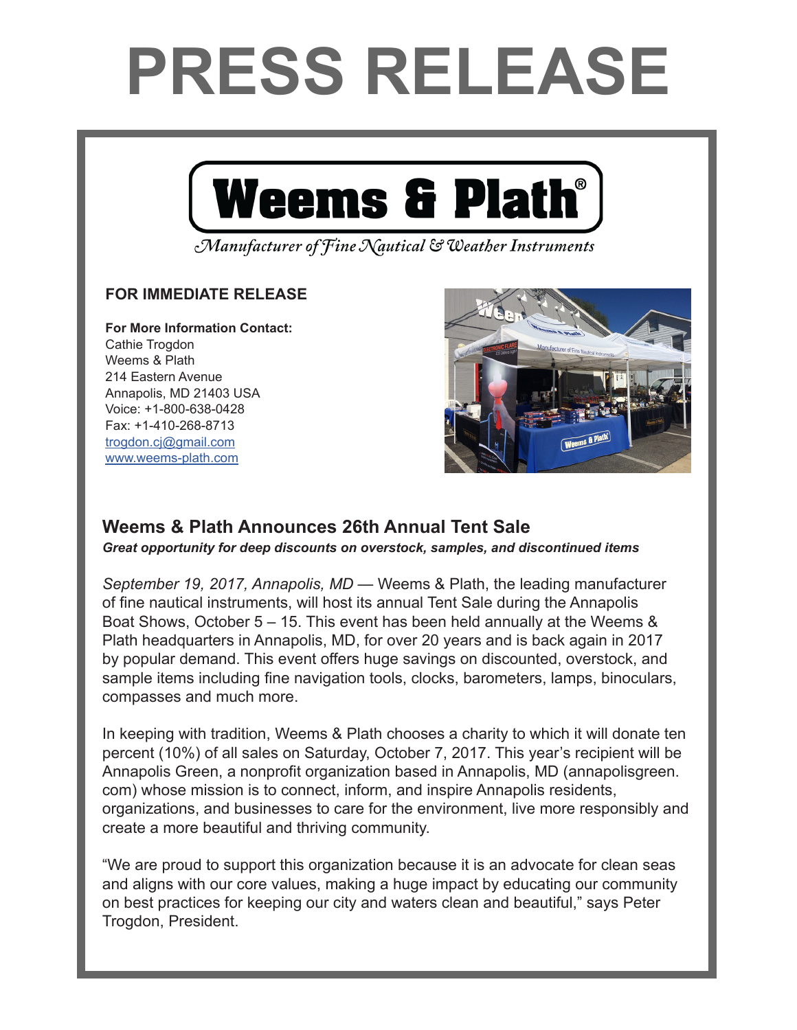# PRESS RELEASE

**Weems & Plath®**

*Manufacturer of Fine Nautical & Weather Instruments*

**FOR IMMEDIATE RELEASE**

**For More Information Contact:**
Cathie Trogdon
Weems & Plath
214 Eastern Avenue
Annapolis, MD 21403 USA
Voice: +1-800-638-0428
Fax: +1-410-268-8713
trogdon.cj@gmail.com
www.weems-plath.com

## Weems & Plath Announces 26th Annual Tent Sale

***Great opportunity for deep discounts on overstock, samples, and discontinued items***

*September 19, 2017, Annapolis, MD* — Weems & Plath, the leading manufacturer of fine nautical instruments, will host its annual Tent Sale during the Annapolis Boat Shows, October 5 – 15. This event has been held annually at the Weems & Plath headquarters in Annapolis, MD, for over 20 years and is back again in 2017 by popular demand. This event offers huge savings on discounted, overstock, and sample items including fine navigation tools, clocks, barometers, lamps, binoculars, compasses and much more.

In keeping with tradition, Weems & Plath chooses a charity to which it will donate ten percent (10%) of all sales on Saturday, October 7, 2017. This year's recipient will be Annapolis Green, a nonprofit organization based in Annapolis, MD (annapolisgreen.com) whose mission is to connect, inform, and inspire Annapolis residents, organizations, and businesses to care for the environment, live more responsibly and create a more beautiful and thriving community.

"We are proud to support this organization because it is an advocate for clean seas and aligns with our core values, making a huge impact by educating our community on best practices for keeping our city and waters clean and beautiful," says Peter Trogdon, President.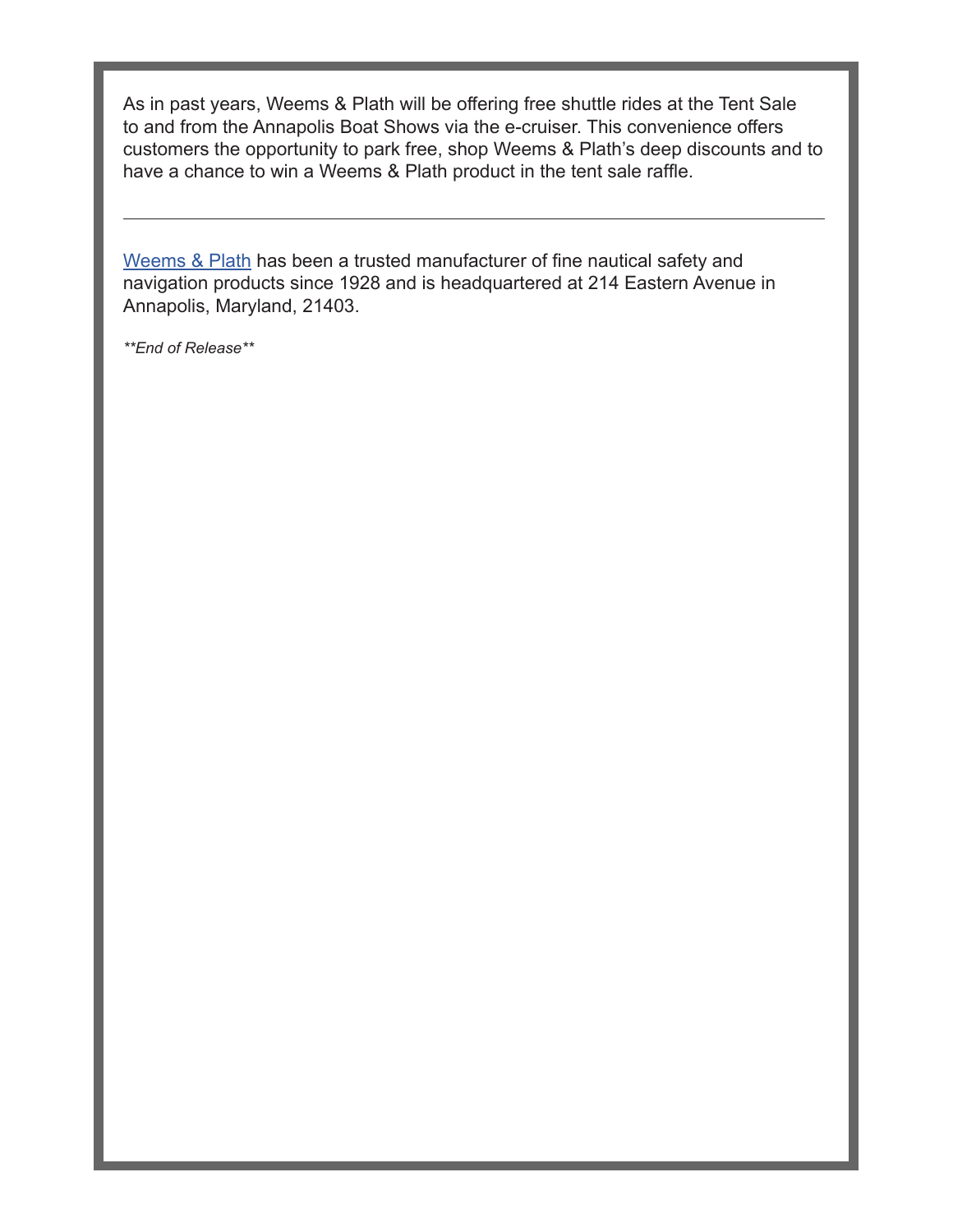As in past years, Weems & Plath will be offering free shuttle rides at the Tent Sale to and from the Annapolis Boat Shows via the e-cruiser. This convenience offers customers the opportunity to park free, shop Weems & Plath's deep discounts and to have a chance to win a Weems & Plath product in the tent sale raffle.

---

Weems & Plath has been a trusted manufacturer of fine nautical safety and navigation products since 1928 and is headquartered at 214 Eastern Avenue in Annapolis, Maryland, 21403.

*\*\*End of Release\*\**